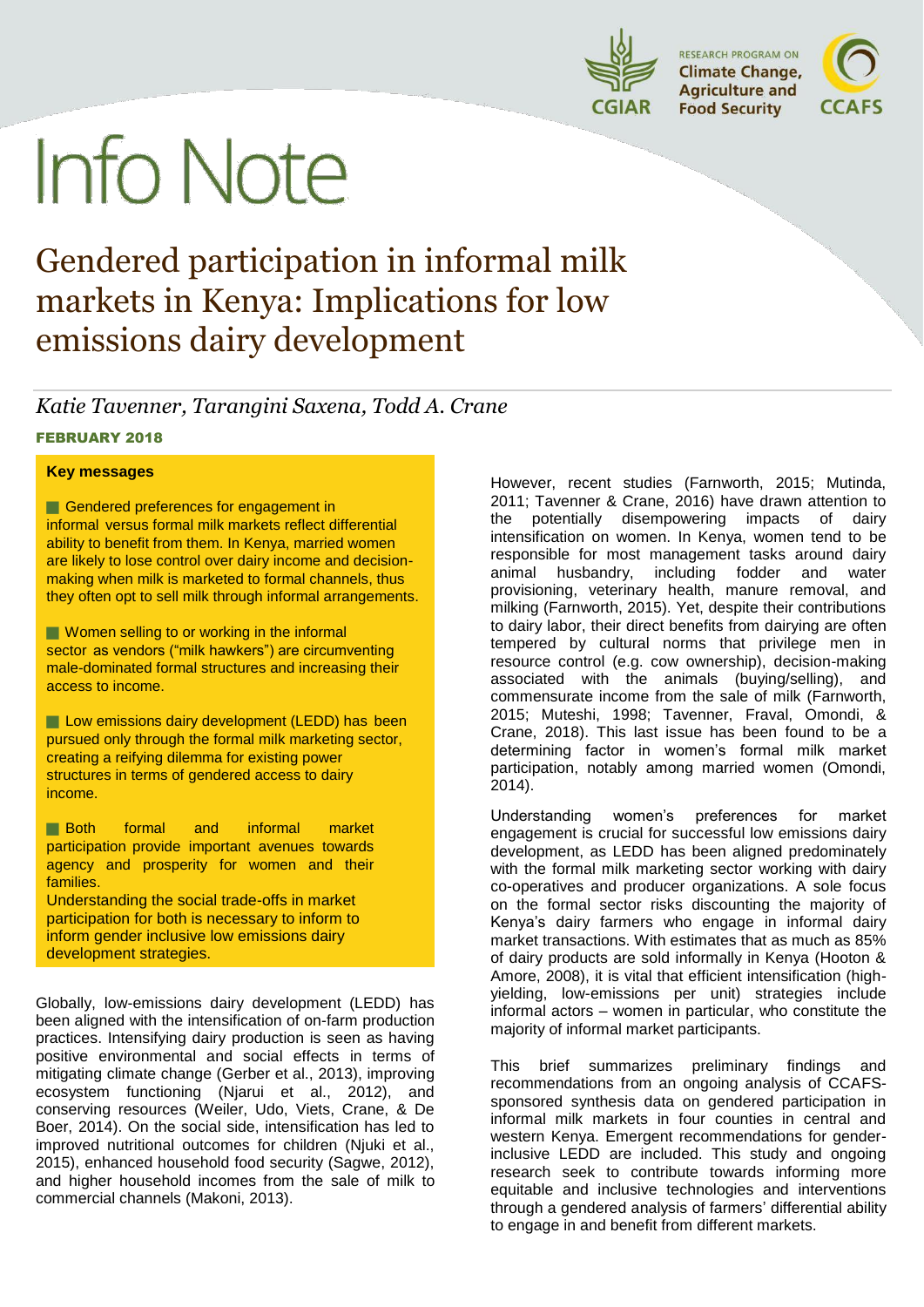Info Note

# Gendered participation in informal milk markets in Kenya: Implications for low emissions dairy development

*Katie Tavenner, Tarangini Saxena, Todd A. Crane*

**FEBRUARY 2018**

**Key messages**

- Gendered preferences for engagement in informal versus formal milk markets reflect differential ability to benefit from them. In Kenya, married women are likely to lose control over dairy income and decision-making when milk is marketed to formal channels, thus they often opt to sell milk through informal arrangements.
- Women selling to or working in the informal sector as vendors ("milk hawkers") are circumventing male-dominated formal structures and increasing their access to income.
- Low emissions dairy development (LEDD) has been pursued only through the formal milk marketing sector, creating a reifying dilemma for existing power structures in terms of gendered access to dairy income.
- Both formal and informal market participation provide important avenues towards agency and prosperity for women and their families.
  Understanding the social trade-offs in market participation for both is necessary to inform to inform gender inclusive low emissions dairy development strategies.

Globally, low-emissions dairy development (LEDD) has been aligned with the intensification of on-farm production practices. Intensifying dairy production is seen as having positive environmental and social effects in terms of mitigating climate change (Gerber et al., 2013), improving ecosystem functioning (Njarui et al., 2012), and conserving resources (Weiler, Udo, Viets, Crane, & De Boer, 2014). On the social side, intensification has led to improved nutritional outcomes for children (Njuki et al., 2015), enhanced household food security (Sagwe, 2012), and higher household incomes from the sale of milk to commercial channels (Makoni, 2013).

However, recent studies (Farnworth, 2015; Mutinda, 2011; Tavenner & Crane, 2016) have drawn attention to the potentially disempowering impacts of dairy intensification on women. In Kenya, women tend to be responsible for most management tasks around dairy animal husbandry, including fodder and water provisioning, veterinary health, manure removal, and milking (Farnworth, 2015). Yet, despite their contributions to dairy labor, their direct benefits from dairying are often tempered by cultural norms that privilege men in resource control (e.g. cow ownership), decision-making associated with the animals (buying/selling), and commensurate income from the sale of milk (Farnworth, 2015; Muteshi, 1998; Tavenner, Fraval, Omondi, & Crane, 2018). This last issue has been found to be a determining factor in women's formal milk market participation, notably among married women (Omondi, 2014).

Understanding women's preferences for market engagement is crucial for successful low emissions dairy development, as LEDD has been aligned predominately with the formal milk marketing sector working with dairy co-operatives and producer organizations. A sole focus on the formal sector risks discounting the majority of Kenya's dairy farmers who engage in informal dairy market transactions. With estimates that as much as 85% of dairy products are sold informally in Kenya (Hooton & Amore, 2008), it is vital that efficient intensification (high-yielding, low-emissions per unit) strategies include informal actors – women in particular, who constitute the majority of informal market participants.

This brief summarizes preliminary findings and recommendations from an ongoing analysis of CCAFS-sponsored synthesis data on gendered participation in informal milk markets in four counties in central and western Kenya. Emergent recommendations for gender-inclusive LEDD are included. This study and ongoing research seek to contribute towards informing more equitable and inclusive technologies and interventions through a gendered analysis of farmers' differential ability to engage in and benefit from different markets.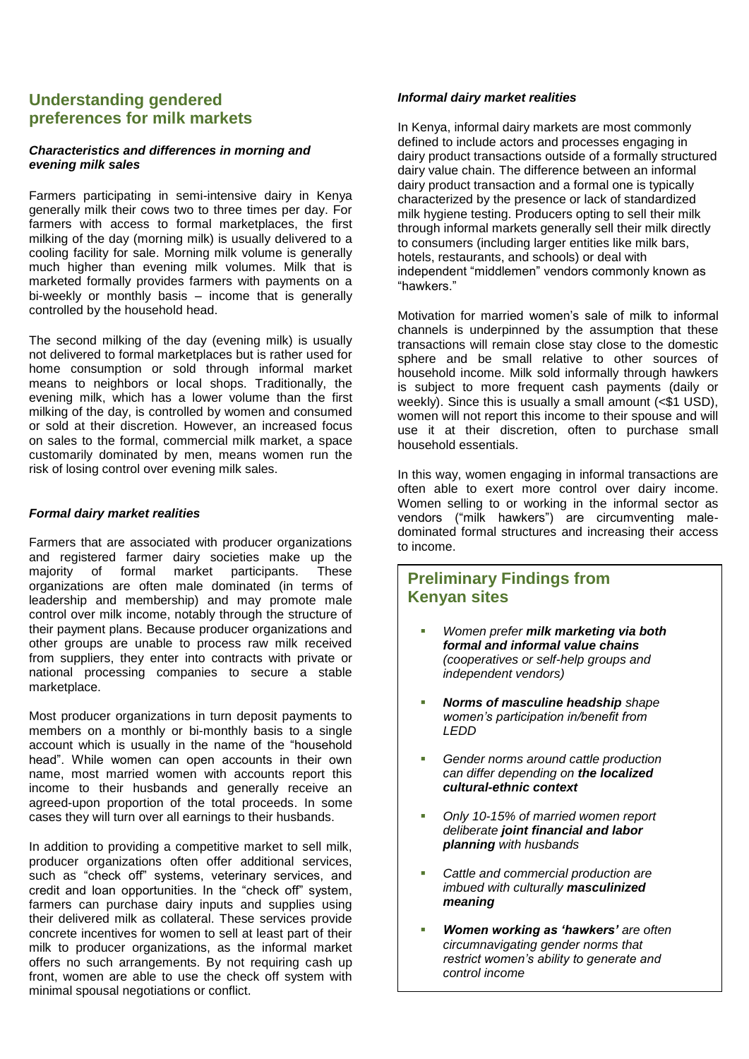## Understanding gendered preferences for milk markets

### *Characteristics and differences in morning and evening milk sales*

Farmers participating in semi-intensive dairy in Kenya generally milk their cows two to three times per day. For farmers with access to formal marketplaces, the first milking of the day (morning milk) is usually delivered to a cooling facility for sale. Morning milk volume is generally much higher than evening milk volumes. Milk that is marketed formally provides farmers with payments on a bi-weekly or monthly basis – income that is generally controlled by the household head.

The second milking of the day (evening milk) is usually not delivered to formal marketplaces but is rather used for home consumption or sold through informal market means to neighbors or local shops. Traditionally, the evening milk, which has a lower volume than the first milking of the day, is controlled by women and consumed or sold at their discretion. However, an increased focus on sales to the formal, commercial milk market, a space customarily dominated by men, means women run the risk of losing control over evening milk sales.

### *Formal dairy market realities*

Farmers that are associated with producer organizations and registered farmer dairy societies make up the majority of formal market participants. These organizations are often male dominated (in terms of leadership and membership) and may promote male control over milk income, notably through the structure of their payment plans. Because producer organizations and other groups are unable to process raw milk received from suppliers, they enter into contracts with private or national processing companies to secure a stable marketplace.

Most producer organizations in turn deposit payments to members on a monthly or bi-monthly basis to a single account which is usually in the name of the "household head". While women can open accounts in their own name, most married women with accounts report this income to their husbands and generally receive an agreed-upon proportion of the total proceeds. In some cases they will turn over all earnings to their husbands.

In addition to providing a competitive market to sell milk, producer organizations often offer additional services, such as "check off" systems, veterinary services, and credit and loan opportunities. In the "check off" system, farmers can purchase dairy inputs and supplies using their delivered milk as collateral. These services provide concrete incentives for women to sell at least part of their milk to producer organizations, as the informal market offers no such arrangements. By not requiring cash up front, women are able to use the check off system with minimal spousal negotiations or conflict.

### *Informal dairy market realities*

In Kenya, informal dairy markets are most commonly defined to include actors and processes engaging in dairy product transactions outside of a formally structured dairy value chain. The difference between an informal dairy product transaction and a formal one is typically characterized by the presence or lack of standardized milk hygiene testing. Producers opting to sell their milk through informal markets generally sell their milk directly to consumers (including larger entities like milk bars, hotels, restaurants, and schools) or deal with independent "middlemen" vendors commonly known as "hawkers."

Motivation for married women's sale of milk to informal channels is underpinned by the assumption that these transactions will remain close stay close to the domestic sphere and be small relative to other sources of household income. Milk sold informally through hawkers is subject to more frequent cash payments (daily or weekly). Since this is usually a small amount (<$1 USD), women will not report this income to their spouse and will use it at their discretion, often to purchase small household essentials.

In this way, women engaging in informal transactions are often able to exert more control over dairy income. Women selling to or working in the informal sector as vendors ("milk hawkers") are circumventing male-dominated formal structures and increasing their access to income.

## Preliminary Findings from Kenyan sites

- *Women prefer **milk marketing via both formal and informal value chains** (cooperatives or self-help groups and independent vendors)*
- ***Norms of masculine headship** shape women's participation in/benefit from LEDD*
- *Gender norms around cattle production can differ depending on **the localized cultural-ethnic context***
- *Only 10-15% of married women report deliberate **joint financial and labor planning** with husbands*
- *Cattle and commercial production are imbued with culturally **masculinized meaning***
- ***Women working as 'hawkers'** are often circumnavigating gender norms that restrict women's ability to generate and control income*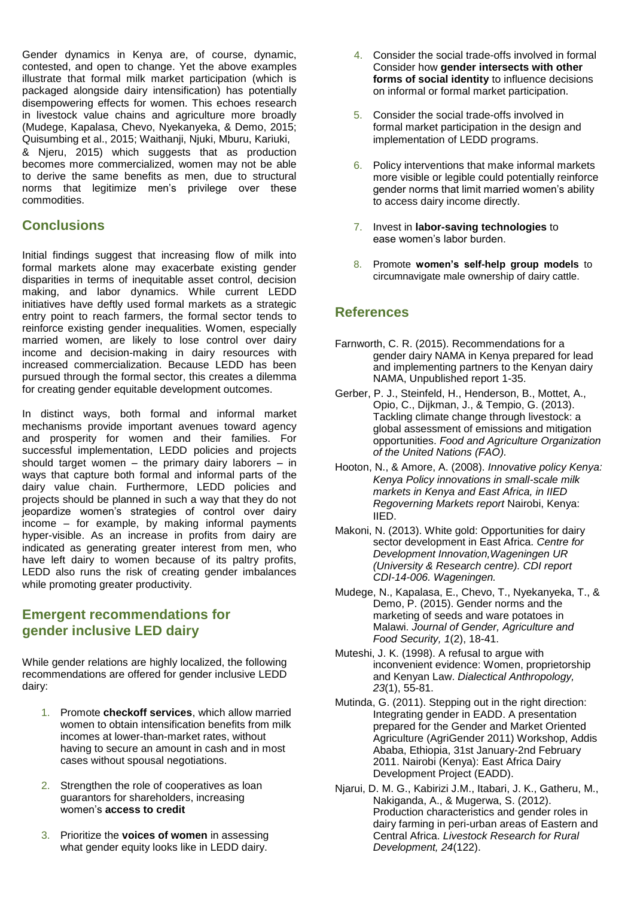Gender dynamics in Kenya are, of course, dynamic, contested, and open to change. Yet the above examples illustrate that formal milk market participation (which is packaged alongside dairy intensification) has potentially disempowering effects for women. This echoes research in livestock value chains and agriculture more broadly (Mudege, Kapalasa, Chevo, Nyekanyeka, & Demo, 2015; Quisumbing et al., 2015; Waithanji, Njuki, Mburu, Kariuki, & Njeru, 2015) which suggests that as production becomes more commercialized, women may not be able to derive the same benefits as men, due to structural norms that legitimize men's privilege over these commodities.

## Conclusions

Initial findings suggest that increasing flow of milk into formal markets alone may exacerbate existing gender disparities in terms of inequitable asset control, decision making, and labor dynamics. While current LEDD initiatives have deftly used formal markets as a strategic entry point to reach farmers, the formal sector tends to reinforce existing gender inequalities. Women, especially married women, are likely to lose control over dairy income and decision-making in dairy resources with increased commercialization. Because LEDD has been pursued through the formal sector, this creates a dilemma for creating gender equitable development outcomes.

In distinct ways, both formal and informal market mechanisms provide important avenues toward agency and prosperity for women and their families. For successful implementation, LEDD policies and projects should target women – the primary dairy laborers – in ways that capture both formal and informal parts of the dairy value chain. Furthermore, LEDD policies and projects should be planned in such a way that they do not jeopardize women's strategies of control over dairy income – for example, by making informal payments hyper-visible. As an increase in profits from dairy are indicated as generating greater interest from men, who have left dairy to women because of its paltry profits, LEDD also runs the risk of creating gender imbalances while promoting greater productivity.

## Emergent recommendations for gender inclusive LED dairy

While gender relations are highly localized, the following recommendations are offered for gender inclusive LEDD dairy:

1. Promote **checkoff services**, which allow married women to obtain intensification benefits from milk incomes at lower-than-market rates, without having to secure an amount in cash and in most cases without spousal negotiations.
2. Strengthen the role of cooperatives as loan guarantors for shareholders, increasing women's **access to credit**
3. Prioritize the **voices of women** in assessing what gender equity looks like in LEDD dairy.
4. Consider the social trade-offs involved in formal Consider how **gender intersects with other forms of social identity** to influence decisions on informal or formal market participation.
5. Consider the social trade-offs involved in formal market participation in the design and implementation of LEDD programs.
6. Policy interventions that make informal markets more visible or legible could potentially reinforce gender norms that limit married women's ability to access dairy income directly.
7. Invest in **labor-saving technologies** to ease women's labor burden.
8. Promote **women's self-help group models** to circumnavigate male ownership of dairy cattle.

## References

Farnworth, C. R. (2015). Recommendations for a gender dairy NAMA in Kenya prepared for lead and implementing partners to the Kenyan dairy NAMA, Unpublished report 1-35.

Gerber, P. J., Steinfeld, H., Henderson, B., Mottet, A., Opio, C., Dijkman, J., & Tempio, G. (2013). Tackling climate change through livestock: a global assessment of emissions and mitigation opportunities. *Food and Agriculture Organization of the United Nations (FAO).*

Hooton, N., & Amore, A. (2008). *Innovative policy Kenya: Kenya Policy innovations in small-scale milk markets in Kenya and East Africa, in IIED Regoverning Markets report* Nairobi, Kenya: IIED.

Makoni, N. (2013). White gold: Opportunities for dairy sector development in East Africa. *Centre for Development Innovation,Wageningen UR (University & Research centre). CDI report CDI-14-006. Wageningen.*

Mudege, N., Kapalasa, E., Chevo, T., Nyekanyeka, T., & Demo, P. (2015). Gender norms and the marketing of seeds and ware potatoes in Malawi. *Journal of Gender, Agriculture and Food Security, 1*(2), 18-41.

Muteshi, J. K. (1998). A refusal to argue with inconvenient evidence: Women, proprietorship and Kenyan Law. *Dialectical Anthropology, 23*(1), 55-81.

Mutinda, G. (2011). Stepping out in the right direction: Integrating gender in EADD. A presentation prepared for the Gender and Market Oriented Agriculture (AgriGender 2011) Workshop, Addis Ababa, Ethiopia, 31st January-2nd February 2011. Nairobi (Kenya): East Africa Dairy Development Project (EADD).

Njarui, D. M. G., Kabirizi J.M., Itabari, J. K., Gatheru, M., Nakiganda, A., & Mugerwa, S. (2012). Production characteristics and gender roles in dairy farming in peri-urban areas of Eastern and Central Africa. *Livestock Research for Rural Development, 24*(122).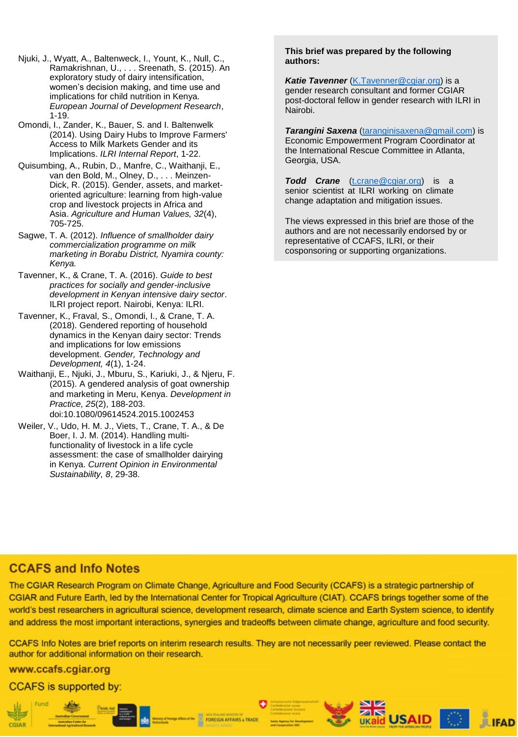Njuki, J., Wyatt, A., Baltenweck, I., Yount, K., Null, C., Ramakrishnan, U., . . . Sreenath, S. (2015). An exploratory study of dairy intensification, women's decision making, and time use and implications for child nutrition in Kenya. *European Journal of Development Research*, 1-19.

Omondi, I., Zander, K., Bauer, S. and I. Baltenwelk (2014). Using Dairy Hubs to Improve Farmers' Access to Milk Markets Gender and its Implications. *ILRI Internal Report*, 1-22.

Quisumbing, A., Rubin, D., Manfre, C., Waithanji, E., van den Bold, M., Olney, D., . . . Meinzen-Dick, R. (2015). Gender, assets, and market-oriented agriculture: learning from high-value crop and livestock projects in Africa and Asia. *Agriculture and Human Values, 32*(4), 705-725.

Sagwe, T. A. (2012). *Influence of smallholder dairy commercialization programme on milk marketing in Borabu District, Nyamira county: Kenya.*

Tavenner, K., & Crane, T. A. (2016). *Guide to best practices for socially and gender-inclusive development in Kenyan intensive dairy sector*. ILRI project report. Nairobi, Kenya: ILRI.

Tavenner, K., Fraval, S., Omondi, I., & Crane, T. A. (2018). Gendered reporting of household dynamics in the Kenyan dairy sector: Trends and implications for low emissions development. *Gender, Technology and Development, 4*(1), 1-24.

Waithanji, E., Njuki, J., Mburu, S., Kariuki, J., & Njeru, F. (2015). A gendered analysis of goat ownership and marketing in Meru, Kenya. *Development in Practice, 25*(2), 188-203. doi:10.1080/09614524.2015.1002453

Weiler, V., Udo, H. M. J., Viets, T., Crane, T. A., & De Boer, I. J. M. (2014). Handling multi-functionality of livestock in a life cycle assessment: the case of smallholder dairying in Kenya. *Current Opinion in Environmental Sustainability, 8*, 29-38.

**This brief was prepared by the following authors:**

***Katie Tavenner*** (K.Tavenner@cgiar.org) is a gender research consultant and former CGIAR post-doctoral fellow in gender research with ILRI in Nairobi.

***Tarangini Saxena*** (taranginisaxena@gmail.com) is Economic Empowerment Program Coordinator at the International Rescue Committee in Atlanta, Georgia, USA.

***Todd Crane*** (t.crane@cgiar.org) is a senior scientist at ILRI working on climate change adaptation and mitigation issues.

The views expressed in this brief are those of the authors and are not necessarily endorsed by or representative of CCAFS, ILRI, or their cosponsoring or supporting organizations.

## CCAFS and Info Notes

The CGIAR Research Program on Climate Change, Agriculture and Food Security (CCAFS) is a strategic partnership of CGIAR and Future Earth, led by the International Center for Tropical Agriculture (CIAT). CCAFS brings together some of the world's best researchers in agricultural science, development research, climate science and Earth System science, to identify and address the most important interactions, synergies and tradeoffs between climate change, agriculture and food security.

CCAFS Info Notes are brief reports on interim research results. They are not necessarily peer reviewed. Please contact the author for additional information on their research.

www.ccafs.cgiar.org

CCAFS is supported by: